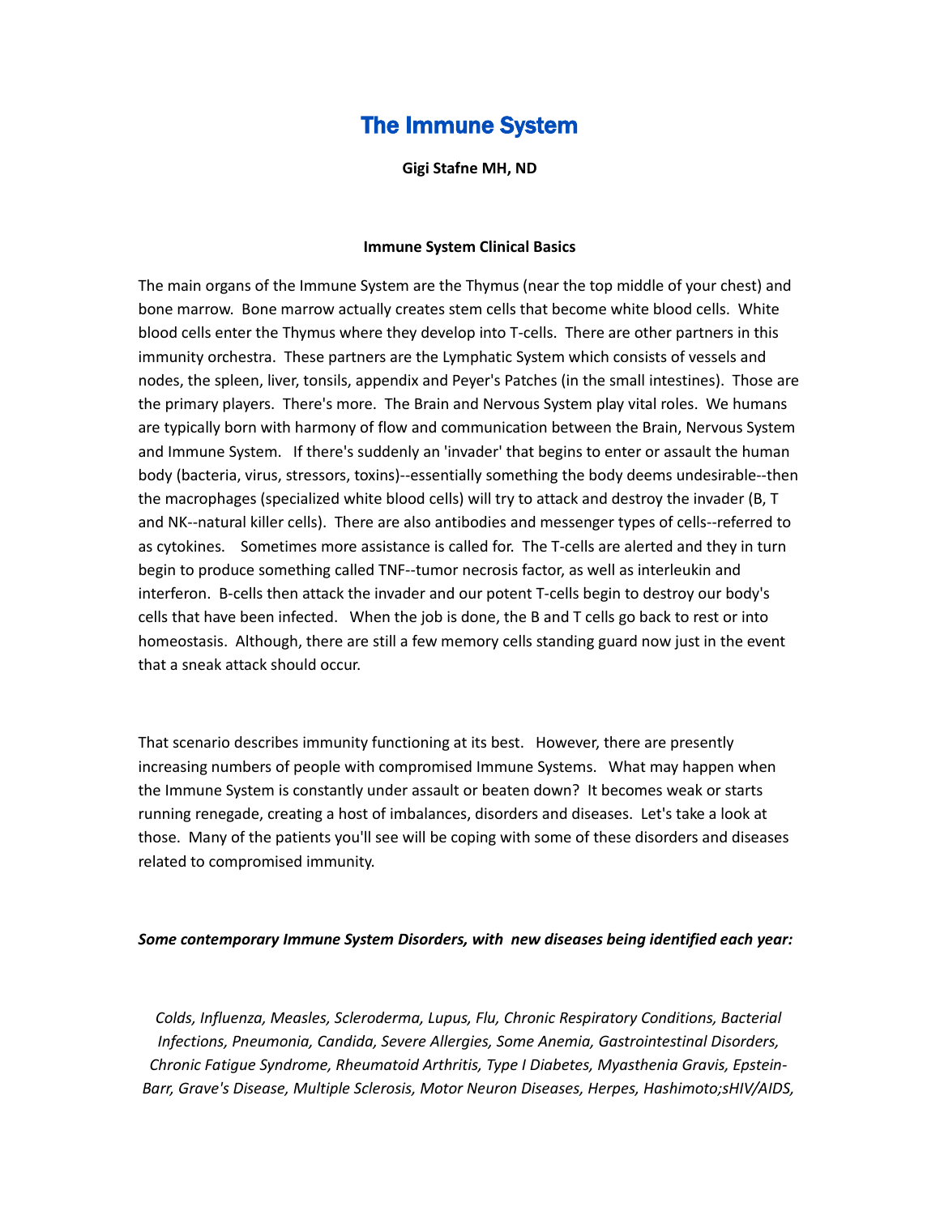# The Immune System

**Gigi Stafne MH, ND**

**Immune System Clinical Basics**

The main organs of the Immune System are the Thymus (near the top middle of your chest) and bone marrow. Bone marrow actually creates stem cells that become white blood cells. White blood cells enter the Thymus where they develop into T-cells. There are other partners in this immunity orchestra. These partners are the Lymphatic System which consists of vessels and nodes, the spleen, liver, tonsils, appendix and Peyer's Patches (in the small intestines). Those are the primary players. There's more. The Brain and Nervous System play vital roles. We humans are typically born with harmony of flow and communication between the Brain, Nervous System and Immune System. If there's suddenly an 'invader' that begins to enter or assault the human body (bacteria, virus, stressors, toxins)--essentially something the body deems undesirable--then the macrophages (specialized white blood cells) will try to attack and destroy the invader (B, T and NK--natural killer cells). There are also antibodies and messenger types of cells--referred to as cytokines. Sometimes more assistance is called for. The T-cells are alerted and they in turn begin to produce something called TNF--tumor necrosis factor, as well as interleukin and interferon. B-cells then attack the invader and our potent T-cells begin to destroy our body's cells that have been infected. When the job is done, the B and T cells go back to rest or into homeostasis. Although, there are still a few memory cells standing guard now just in the event that a sneak attack should occur.

That scenario describes immunity functioning at its best. However, there are presently increasing numbers of people with compromised Immune Systems. What may happen when the Immune System is constantly under assault or beaten down? It becomes weak or starts running renegade, creating a host of imbalances, disorders and diseases. Let's take a look at those. Many of the patients you'll see will be coping with some of these disorders and diseases related to compromised immunity.

***Some contemporary Immune System Disorders, with new diseases being identified each year:***

*Colds, Influenza, Measles, Scleroderma, Lupus, Flu, Chronic Respiratory Conditions, Bacterial Infections, Pneumonia, Candida, Severe Allergies, Some Anemia, Gastrointestinal Disorders, Chronic Fatigue Syndrome, Rheumatoid Arthritis, Type I Diabetes, Myasthenia Gravis, Epstein-Barr, Grave's Disease, Multiple Sclerosis, Motor Neuron Diseases, Herpes, Hashimoto;sHIV/AIDS,*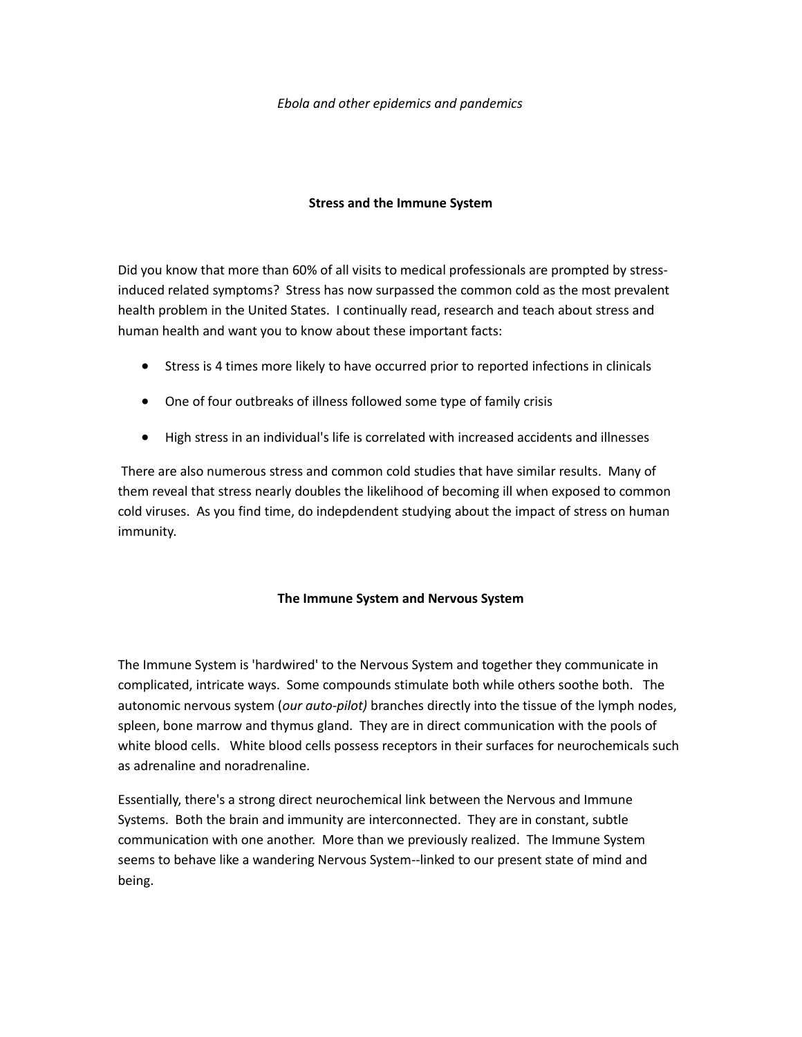*Ebola and other epidemics and pandemics*

## Stress and the Immune System

Did you know that more than 60% of all visits to medical professionals are prompted by stress-induced related symptoms? Stress has now surpassed the common cold as the most prevalent health problem in the United States. I continually read, research and teach about stress and human health and want you to know about these important facts:

- Stress is 4 times more likely to have occurred prior to reported infections in clinicals
- One of four outbreaks of illness followed some type of family crisis
- High stress in an individual's life is correlated with increased accidents and illnesses

There are also numerous stress and common cold studies that have similar results. Many of them reveal that stress nearly doubles the likelihood of becoming ill when exposed to common cold viruses. As you find time, do indepdendent studying about the impact of stress on human immunity.

## The Immune System and Nervous System

The Immune System is 'hardwired' to the Nervous System and together they communicate in complicated, intricate ways. Some compounds stimulate both while others soothe both. The autonomic nervous system (*our auto-pilot)* branches directly into the tissue of the lymph nodes, spleen, bone marrow and thymus gland. They are in direct communication with the pools of white blood cells. White blood cells possess receptors in their surfaces for neurochemicals such as adrenaline and noradrenaline.

Essentially, there's a strong direct neurochemical link between the Nervous and Immune Systems. Both the brain and immunity are interconnected. They are in constant, subtle communication with one another. More than we previously realized. The Immune System seems to behave like a wandering Nervous System--linked to our present state of mind and being.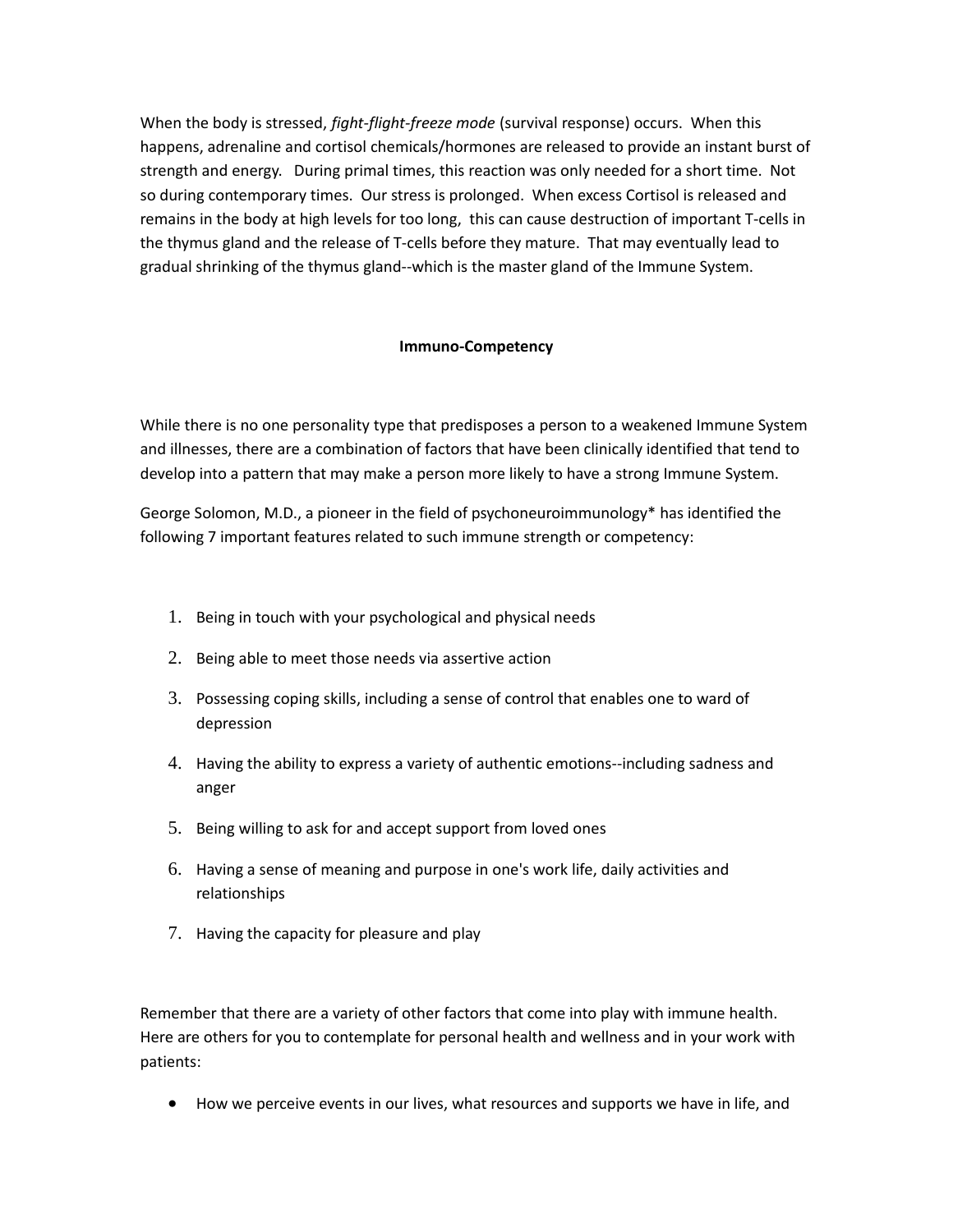When the body is stressed, *fight-flight-freeze mode* (survival response) occurs. When this happens, adrenaline and cortisol chemicals/hormones are released to provide an instant burst of strength and energy. During primal times, this reaction was only needed for a short time. Not so during contemporary times. Our stress is prolonged. When excess Cortisol is released and remains in the body at high levels for too long, this can cause destruction of important T-cells in the thymus gland and the release of T-cells before they mature. That may eventually lead to gradual shrinking of the thymus gland--which is the master gland of the Immune System.

**Immuno-Competency**

While there is no one personality type that predisposes a person to a weakened Immune System and illnesses, there are a combination of factors that have been clinically identified that tend to develop into a pattern that may make a person more likely to have a strong Immune System.

George Solomon, M.D., a pioneer in the field of psychoneuroimmunology* has identified the following 7 important features related to such immune strength or competency:

1. Being in touch with your psychological and physical needs
2. Being able to meet those needs via assertive action
3. Possessing coping skills, including a sense of control that enables one to ward of depression
4. Having the ability to express a variety of authentic emotions--including sadness and anger
5. Being willing to ask for and accept support from loved ones
6. Having a sense of meaning and purpose in one's work life, daily activities and relationships
7. Having the capacity for pleasure and play

Remember that there are a variety of other factors that come into play with immune health. Here are others for you to contemplate for personal health and wellness and in your work with patients:

- How we perceive events in our lives, what resources and supports we have in life, and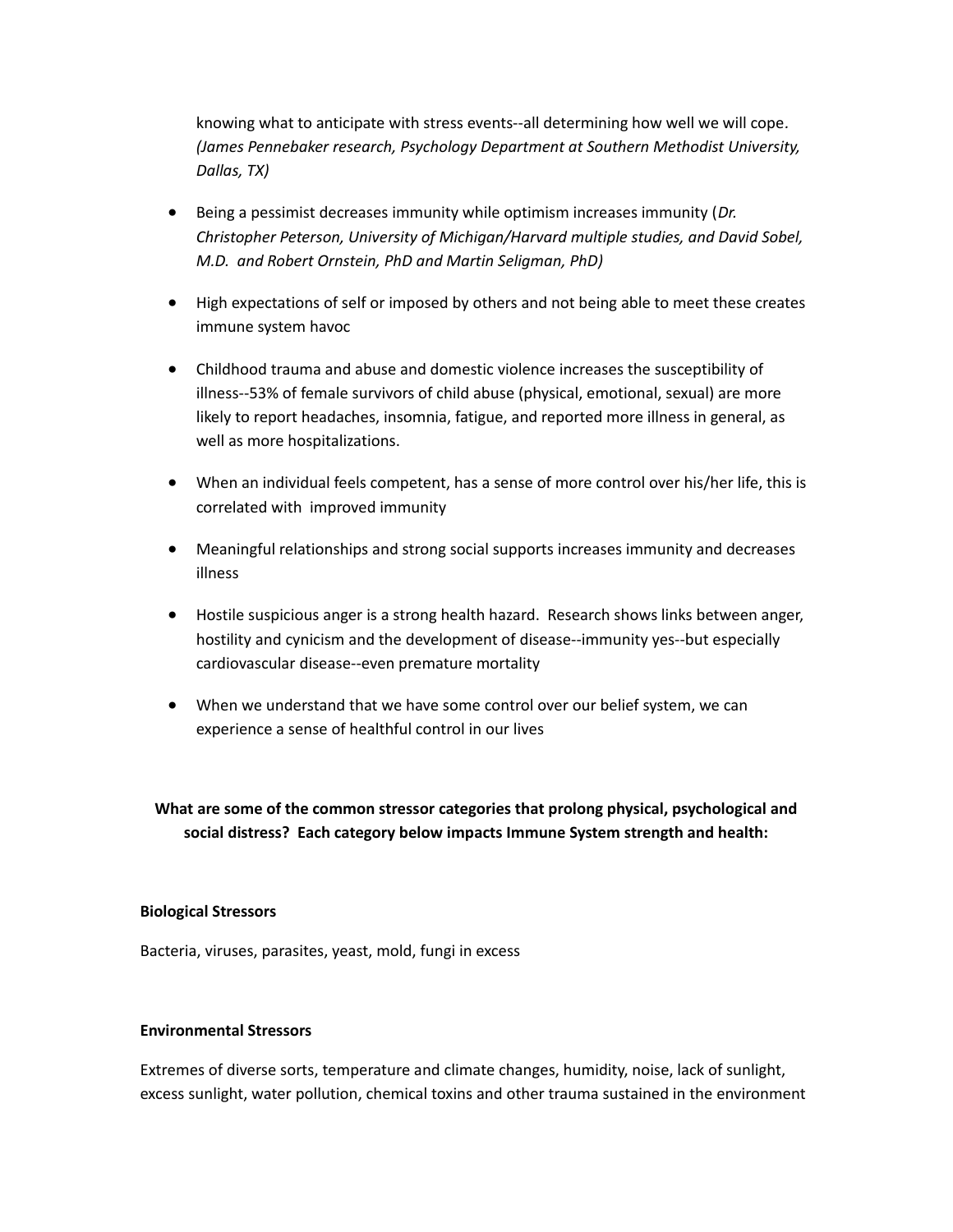knowing what to anticipate with stress events--all determining how well we will cope. *(James Pennebaker research, Psychology Department at Southern Methodist University, Dallas, TX)*

- Being a pessimist decreases immunity while optimism increases immunity (*Dr. Christopher Peterson, University of Michigan/Harvard multiple studies, and David Sobel, M.D. and Robert Ornstein, PhD and Martin Seligman, PhD)*
- High expectations of self or imposed by others and not being able to meet these creates immune system havoc
- Childhood trauma and abuse and domestic violence increases the susceptibility of illness--53% of female survivors of child abuse (physical, emotional, sexual) are more likely to report headaches, insomnia, fatigue, and reported more illness in general, as well as more hospitalizations.
- When an individual feels competent, has a sense of more control over his/her life, this is correlated with improved immunity
- Meaningful relationships and strong social supports increases immunity and decreases illness
- Hostile suspicious anger is a strong health hazard. Research shows links between anger, hostility and cynicism and the development of disease--immunity yes--but especially cardiovascular disease--even premature mortality
- When we understand that we have some control over our belief system, we can experience a sense of healthful control in our lives

**What are some of the common stressor categories that prolong physical, psychological and social distress? Each category below impacts Immune System strength and health:**

**Biological Stressors**

Bacteria, viruses, parasites, yeast, mold, fungi in excess

**Environmental Stressors**

Extremes of diverse sorts, temperature and climate changes, humidity, noise, lack of sunlight, excess sunlight, water pollution, chemical toxins and other trauma sustained in the environment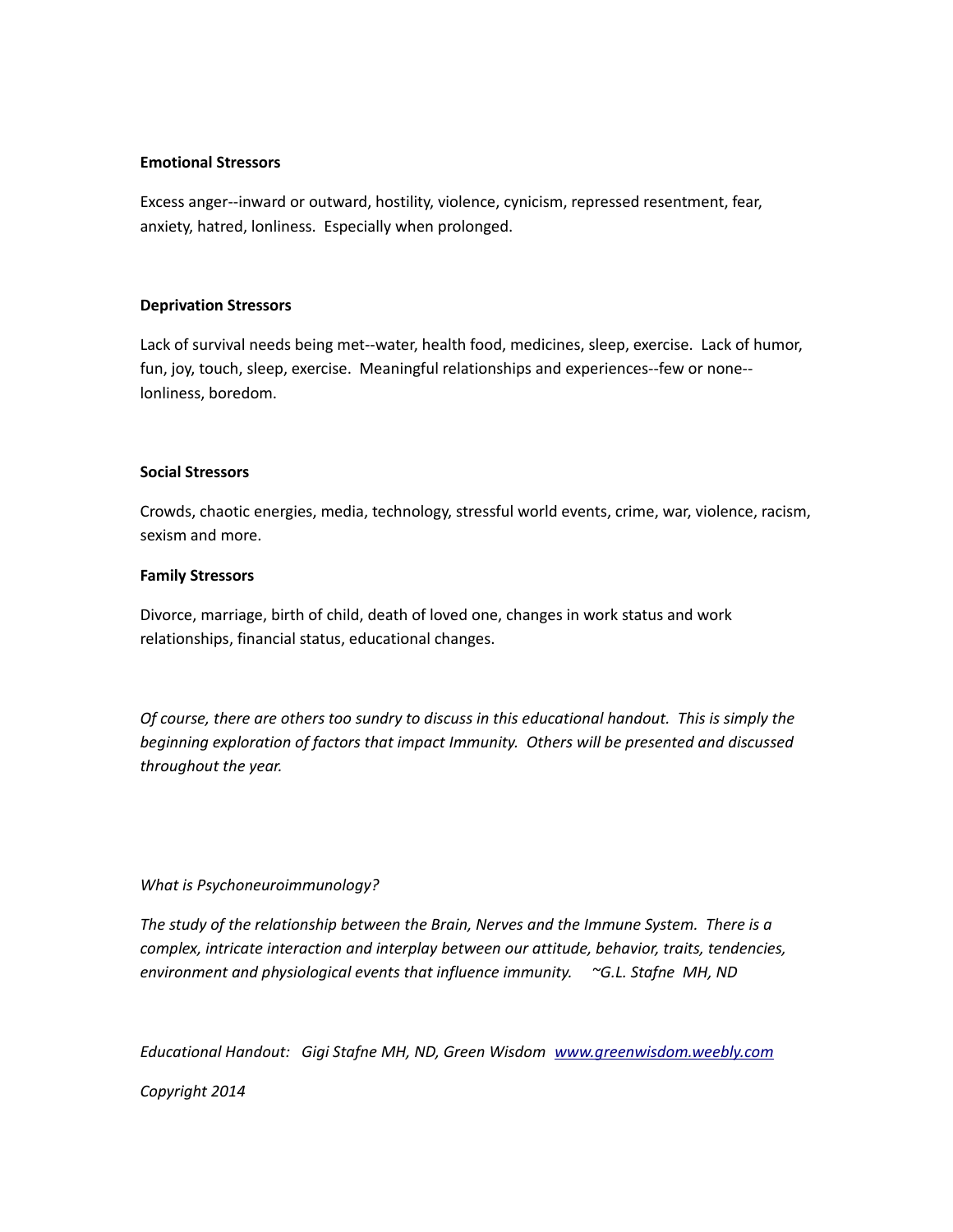**Emotional Stressors**

Excess anger--inward or outward, hostility, violence, cynicism, repressed resentment, fear, anxiety, hatred, lonliness. Especially when prolonged.

**Deprivation Stressors**

Lack of survival needs being met--water, health food, medicines, sleep, exercise. Lack of humor, fun, joy, touch, sleep, exercise. Meaningful relationships and experiences--few or none--lonliness, boredom.

**Social Stressors**

Crowds, chaotic energies, media, technology, stressful world events, crime, war, violence, racism, sexism and more.

**Family Stressors**

Divorce, marriage, birth of child, death of loved one, changes in work status and work relationships, financial status, educational changes.

*Of course, there are others too sundry to discuss in this educational handout. This is simply the beginning exploration of factors that impact Immunity. Others will be presented and discussed throughout the year.*

*What is Psychoneuroimmunology?*

*The study of the relationship between the Brain, Nerves and the Immune System. There is a complex, intricate interaction and interplay between our attitude, behavior, traits, tendencies, environment and physiological events that influence immunity. ~G.L. Stafne MH, ND*

*Educational Handout: Gigi Stafne MH, ND, Green Wisdom [www.greenwisdom.weebly.com](www.greenwisdom.weebly.com)*

*Copyright 2014*